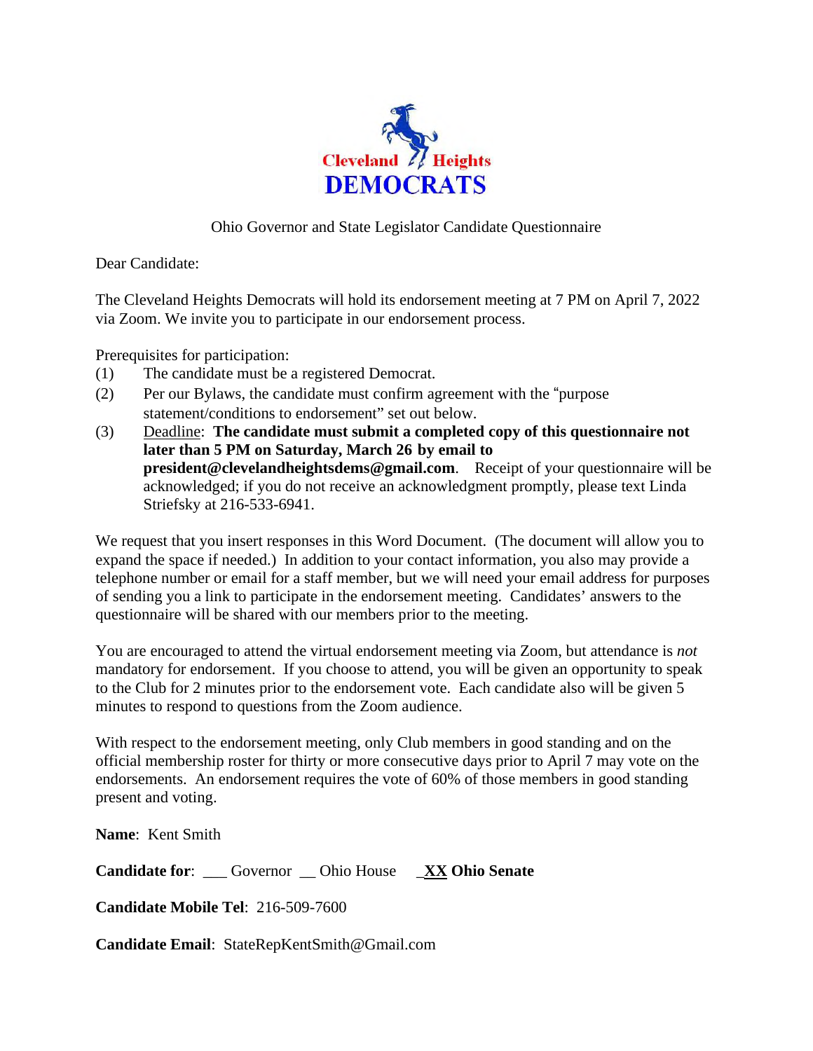Cleveland Heights

DEMOCRATS

Ohio Governor and State Legislator Candidate Questionnaire

Dear Candidate:

The Cleveland Heights Democrats will hold its endorsement meeting at 7 PM on April 7, 2022 via Zoom. We invite you to participate in our endorsement process.

Prerequisites for participation:

(1) The candidate must be a registered Democrat.

(2) Per our Bylaws, the candidate must confirm agreement with the "purpose statement/conditions to endorsement" set out below.

(3) Deadline: **The candidate must submit a completed copy of this questionnaire not later than 5 PM on Saturday, March 26 by email to president@clevelandheightsdems@gmail.com**. Receipt of your questionnaire will be acknowledged; if you do not receive an acknowledgment promptly, please text Linda Striefsky at 216-533-6941.

We request that you insert responses in this Word Document. (The document will allow you to expand the space if needed.) In addition to your contact information, you also may provide a telephone number or email for a staff member, but we will need your email address for purposes of sending you a link to participate in the endorsement meeting. Candidates' answers to the questionnaire will be shared with our members prior to the meeting.

You are encouraged to attend the virtual endorsement meeting via Zoom, but attendance is *not* mandatory for endorsement. If you choose to attend, you will be given an opportunity to speak to the Club for 2 minutes prior to the endorsement vote. Each candidate also will be given 5 minutes to respond to questions from the Zoom audience.

With respect to the endorsement meeting, only Club members in good standing and on the official membership roster for thirty or more consecutive days prior to April 7 may vote on the endorsements. An endorsement requires the vote of 60% of those members in good standing present and voting.

**Name**: Kent Smith

**Candidate for**: ___ Governor __ Ohio House _**XX Ohio Senate**

**Candidate Mobile Tel**: 216-509-7600

**Candidate Email**: StateRepKentSmith@Gmail.com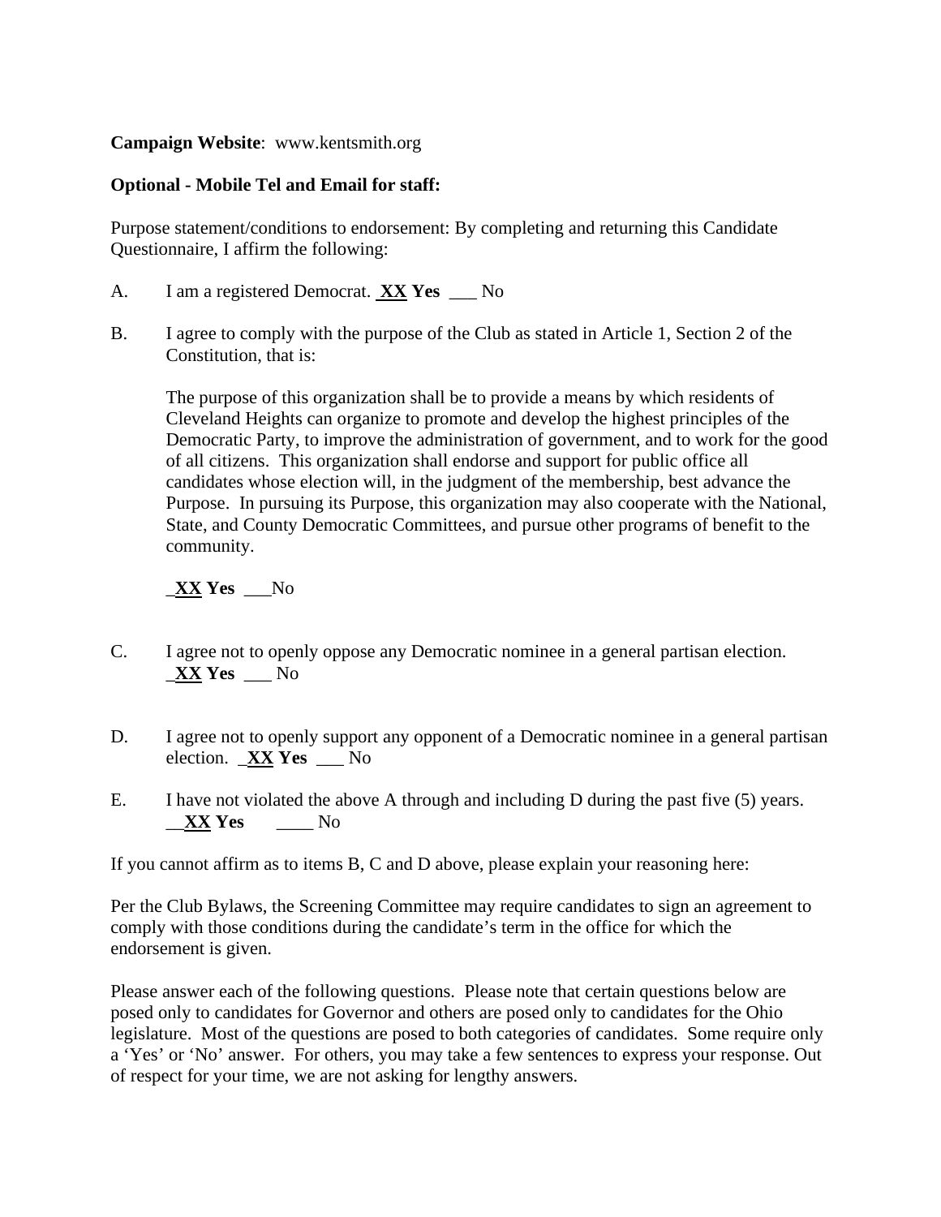**Campaign Website**: www.kentsmith.org

**Optional - Mobile Tel and Email for staff:**

Purpose statement/conditions to endorsement: By completing and returning this Candidate Questionnaire, I affirm the following:

A. I am a registered Democrat. **XX Yes** ___ No

B. I agree to comply with the purpose of the Club as stated in Article 1, Section 2 of the Constitution, that is:

   The purpose of this organization shall be to provide a means by which residents of Cleveland Heights can organize to promote and develop the highest principles of the Democratic Party, to improve the administration of government, and to work for the good of all citizens. This organization shall endorse and support for public office all candidates whose election will, in the judgment of the membership, best advance the Purpose. In pursuing its Purpose, this organization may also cooperate with the National, State, and County Democratic Committees, and pursue other programs of benefit to the community.

   _**XX Yes** ___No

C. I agree not to openly oppose any Democratic nominee in a general partisan election. _**XX Yes** ___ No

D. I agree not to openly support any opponent of a Democratic nominee in a general partisan election. _**XX Yes** ___ No

E. I have not violated the above A through and including D during the past five (5) years. __**XX Yes** ____ No

If you cannot affirm as to items B, C and D above, please explain your reasoning here:

Per the Club Bylaws, the Screening Committee may require candidates to sign an agreement to comply with those conditions during the candidate's term in the office for which the endorsement is given.

Please answer each of the following questions. Please note that certain questions below are posed only to candidates for Governor and others are posed only to candidates for the Ohio legislature. Most of the questions are posed to both categories of candidates. Some require only a 'Yes' or 'No' answer. For others, you may take a few sentences to express your response. Out of respect for your time, we are not asking for lengthy answers.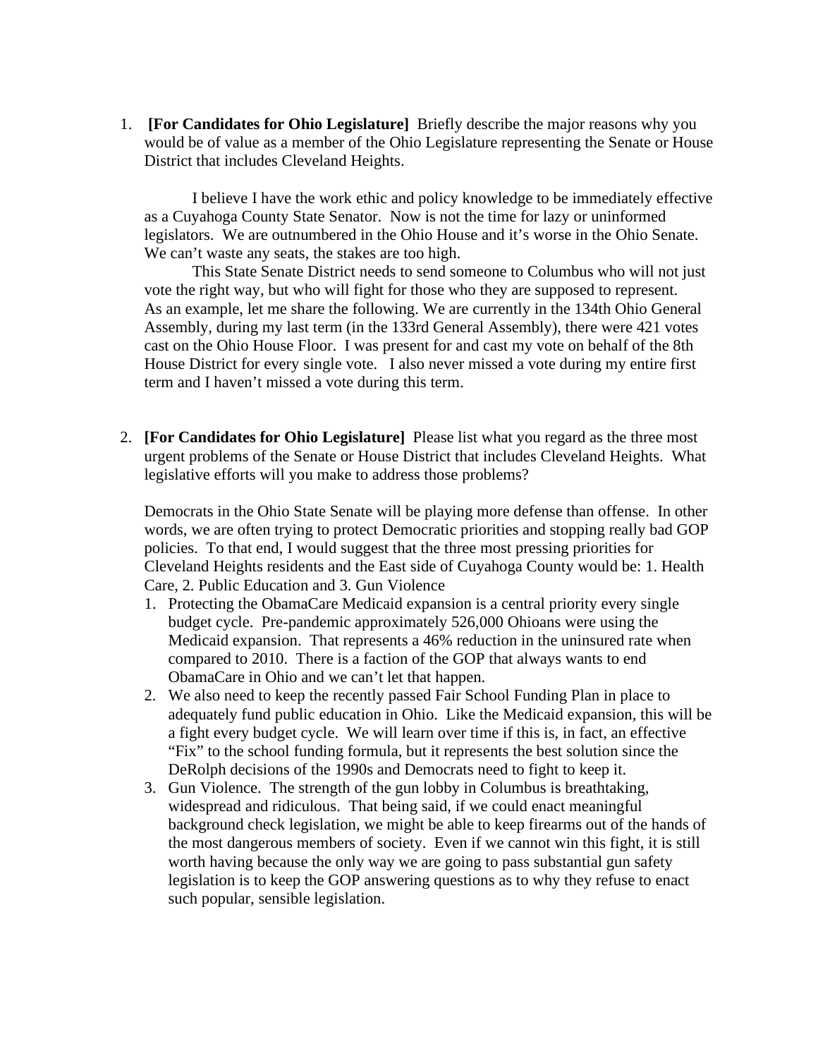1. **[For Candidates for Ohio Legislature]** Briefly describe the major reasons why you would be of value as a member of the Ohio Legislature representing the Senate or House District that includes Cleveland Heights.

   I believe I have the work ethic and policy knowledge to be immediately effective as a Cuyahoga County State Senator. Now is not the time for lazy or uninformed legislators. We are outnumbered in the Ohio House and it's worse in the Ohio Senate. We can't waste any seats, the stakes are too high.

   This State Senate District needs to send someone to Columbus who will not just vote the right way, but who will fight for those who they are supposed to represent. As an example, let me share the following. We are currently in the 134th Ohio General Assembly, during my last term (in the 133rd General Assembly), there were 421 votes cast on the Ohio House Floor. I was present for and cast my vote on behalf of the 8th House District for every single vote. I also never missed a vote during my entire first term and I haven't missed a vote during this term.

2. **[For Candidates for Ohio Legislature]** Please list what you regard as the three most urgent problems of the Senate or House District that includes Cleveland Heights. What legislative efforts will you make to address those problems?

   Democrats in the Ohio State Senate will be playing more defense than offense. In other words, we are often trying to protect Democratic priorities and stopping really bad GOP policies. To that end, I would suggest that the three most pressing priorities for Cleveland Heights residents and the East side of Cuyahoga County would be: 1. Health Care, 2. Public Education and 3. Gun Violence

   1. Protecting the ObamaCare Medicaid expansion is a central priority every single budget cycle. Pre-pandemic approximately 526,000 Ohioans were using the Medicaid expansion. That represents a 46% reduction in the uninsured rate when compared to 2010. There is a faction of the GOP that always wants to end ObamaCare in Ohio and we can't let that happen.
   2. We also need to keep the recently passed Fair School Funding Plan in place to adequately fund public education in Ohio. Like the Medicaid expansion, this will be a fight every budget cycle. We will learn over time if this is, in fact, an effective "Fix" to the school funding formula, but it represents the best solution since the DeRolph decisions of the 1990s and Democrats need to fight to keep it.
   3. Gun Violence. The strength of the gun lobby in Columbus is breathtaking, widespread and ridiculous. That being said, if we could enact meaningful background check legislation, we might be able to keep firearms out of the hands of the most dangerous members of society. Even if we cannot win this fight, it is still worth having because the only way we are going to pass substantial gun safety legislation is to keep the GOP answering questions as to why they refuse to enact such popular, sensible legislation.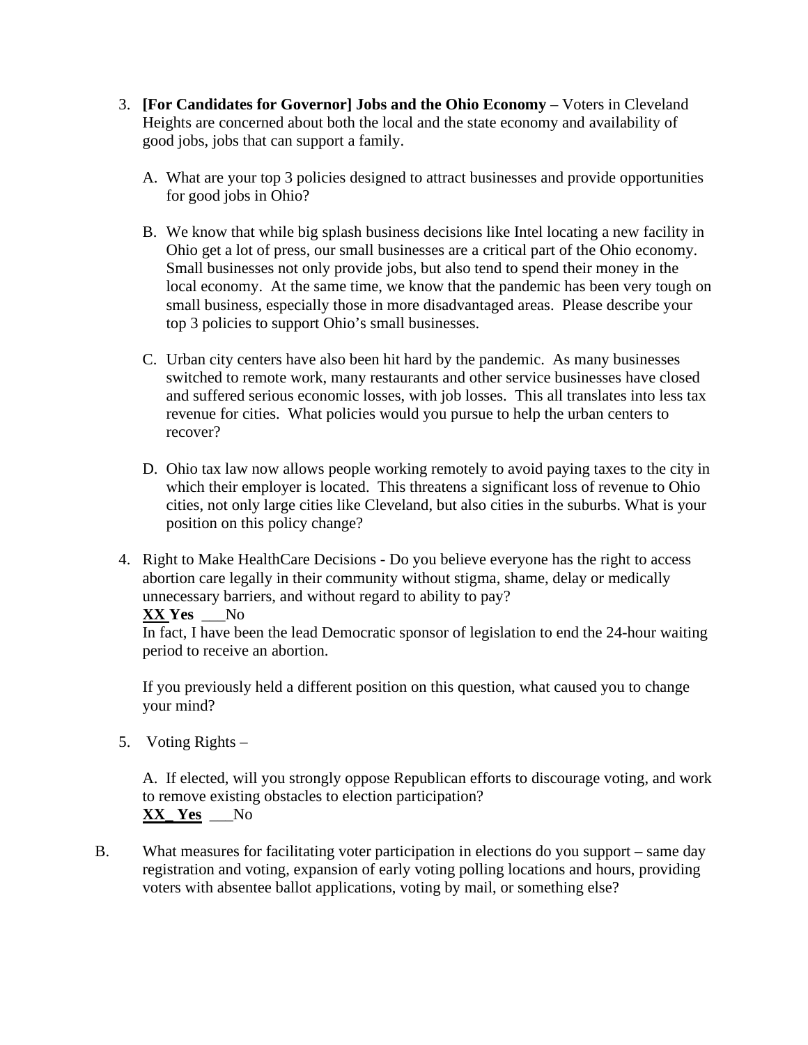3. **[For Candidates for Governor] Jobs and the Ohio Economy** – Voters in Cleveland Heights are concerned about both the local and the state economy and availability of good jobs, jobs that can support a family.

   A. What are your top 3 policies designed to attract businesses and provide opportunities for good jobs in Ohio?

   B. We know that while big splash business decisions like Intel locating a new facility in Ohio get a lot of press, our small businesses are a critical part of the Ohio economy. Small businesses not only provide jobs, but also tend to spend their money in the local economy. At the same time, we know that the pandemic has been very tough on small business, especially those in more disadvantaged areas. Please describe your top 3 policies to support Ohio's small businesses.

   C. Urban city centers have also been hit hard by the pandemic. As many businesses switched to remote work, many restaurants and other service businesses have closed and suffered serious economic losses, with job losses. This all translates into less tax revenue for cities. What policies would you pursue to help the urban centers to recover?

   D. Ohio tax law now allows people working remotely to avoid paying taxes to the city in which their employer is located. This threatens a significant loss of revenue to Ohio cities, not only large cities like Cleveland, but also cities in the suburbs. What is your position on this policy change?

4. Right to Make HealthCare Decisions - Do you believe everyone has the right to access abortion care legally in their community without stigma, shame, delay or medically unnecessary barriers, and without regard to ability to pay?
   **XX Yes** ___No
   In fact, I have been the lead Democratic sponsor of legislation to end the 24-hour waiting period to receive an abortion.

   If you previously held a different position on this question, what caused you to change your mind?

5. Voting Rights –

   A. If elected, will you strongly oppose Republican efforts to discourage voting, and work to remove existing obstacles to election participation?
   **XX_ Yes** ___No

B. What measures for facilitating voter participation in elections do you support – same day registration and voting, expansion of early voting polling locations and hours, providing voters with absentee ballot applications, voting by mail, or something else?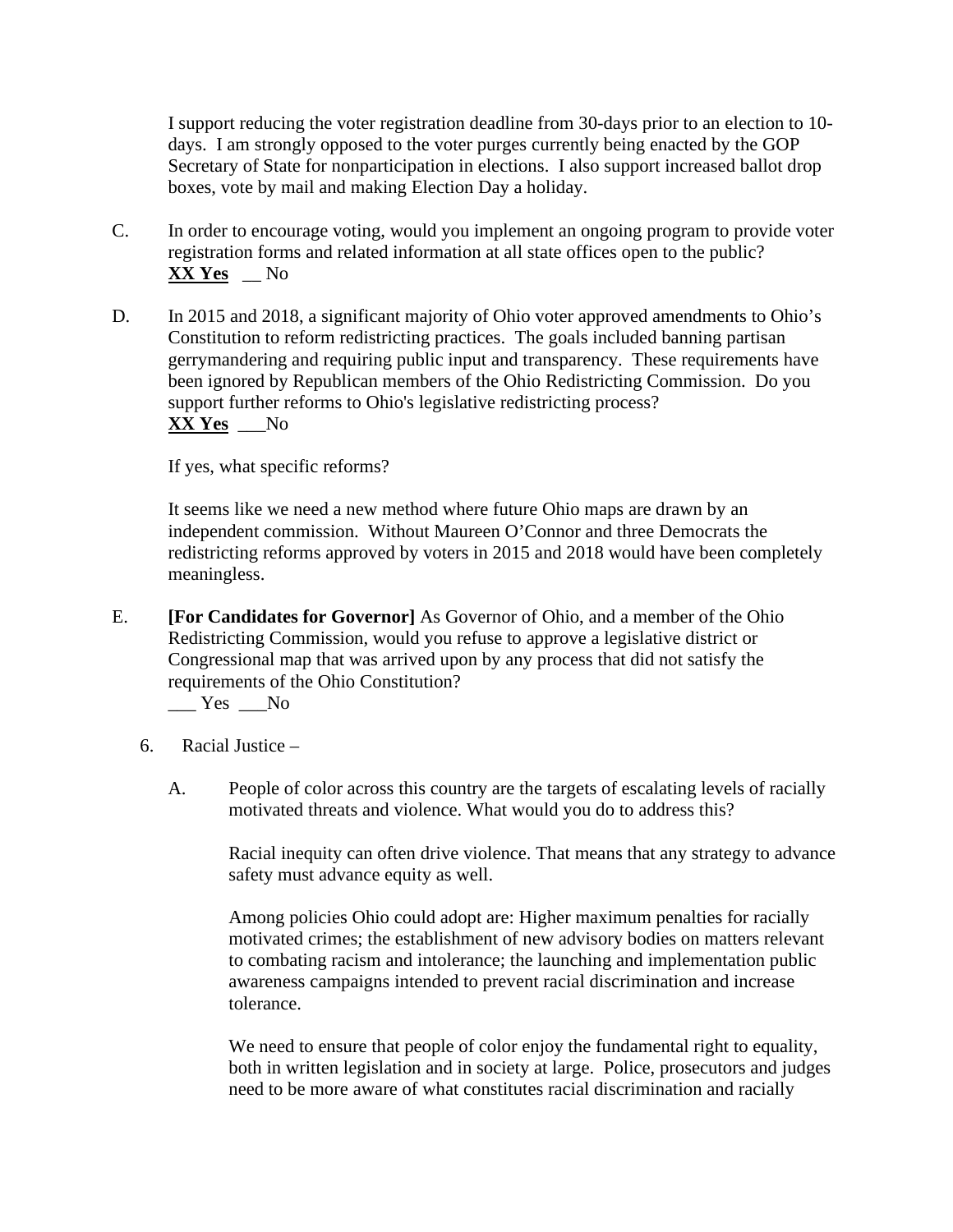I support reducing the voter registration deadline from 30-days prior to an election to 10-days. I am strongly opposed to the voter purges currently being enacted by the GOP Secretary of State for nonparticipation in elections. I also support increased ballot drop boxes, vote by mail and making Election Day a holiday.

C. In order to encourage voting, would you implement an ongoing program to provide voter registration forms and related information at all state offices open to the public?
**XX Yes** __ No

D. In 2015 and 2018, a significant majority of Ohio voter approved amendments to Ohio's Constitution to reform redistricting practices. The goals included banning partisan gerrymandering and requiring public input and transparency. These requirements have been ignored by Republican members of the Ohio Redistricting Commission. Do you support further reforms to Ohio's legislative redistricting process?
**XX Yes** ___No

If yes, what specific reforms?

It seems like we need a new method where future Ohio maps are drawn by an independent commission. Without Maureen O'Connor and three Democrats the redistricting reforms approved by voters in 2015 and 2018 would have been completely meaningless.

E. **[For Candidates for Governor]** As Governor of Ohio, and a member of the Ohio Redistricting Commission, would you refuse to approve a legislative district or Congressional map that was arrived upon by any process that did not satisfy the requirements of the Ohio Constitution?
___ Yes ___No

6. Racial Justice –

A. People of color across this country are the targets of escalating levels of racially motivated threats and violence. What would you do to address this?

Racial inequity can often drive violence. That means that any strategy to advance safety must advance equity as well.

Among policies Ohio could adopt are: Higher maximum penalties for racially motivated crimes; the establishment of new advisory bodies on matters relevant to combating racism and intolerance; the launching and implementation public awareness campaigns intended to prevent racial discrimination and increase tolerance.

We need to ensure that people of color enjoy the fundamental right to equality, both in written legislation and in society at large. Police, prosecutors and judges need to be more aware of what constitutes racial discrimination and racially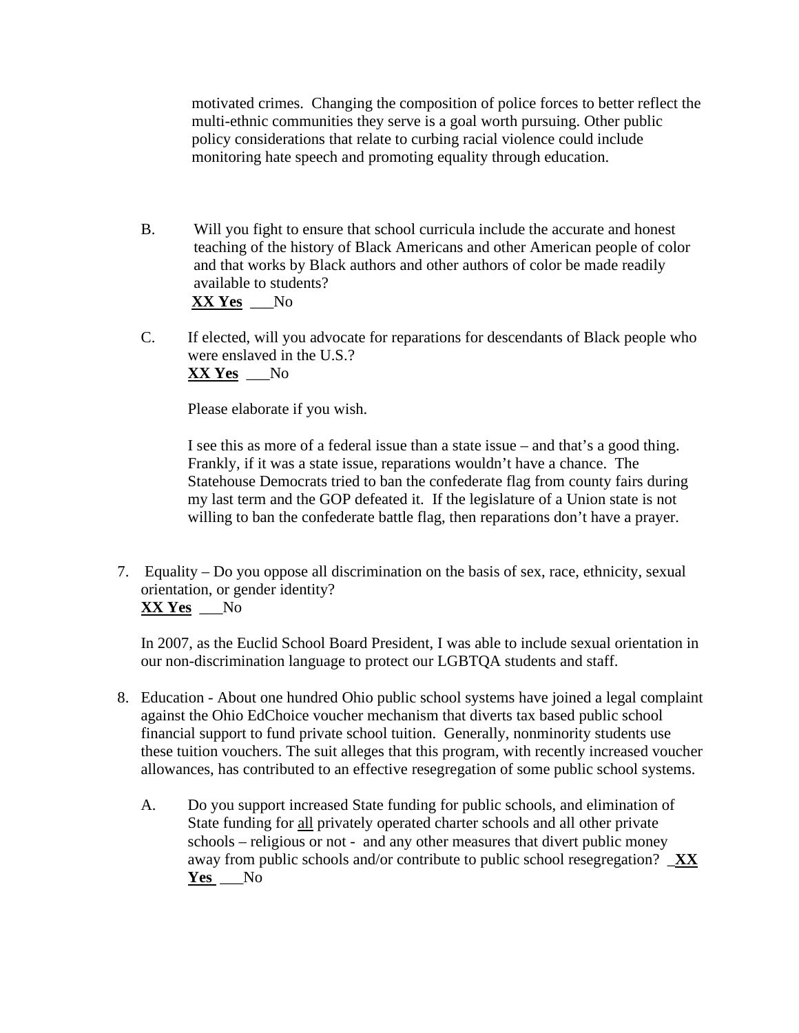motivated crimes.  Changing the composition of police forces to better reflect the multi-ethnic communities they serve is a goal worth pursuing. Other public policy considerations that relate to curbing racial violence could include monitoring hate speech and promoting equality through education.

B. Will you fight to ensure that school curricula include the accurate and honest teaching of the history of Black Americans and other American people of color and that works by Black authors and other authors of color be made readily available to students?
**<u>XX Yes</u>** ___No

C. If elected, will you advocate for reparations for descendants of Black people who were enslaved in the U.S.?
**<u>XX Yes</u>** ___No

Please elaborate if you wish.

I see this as more of a federal issue than a state issue – and that's a good thing. Frankly, if it was a state issue, reparations wouldn't have a chance.  The Statehouse Democrats tried to ban the confederate flag from county fairs during my last term and the GOP defeated it.  If the legislature of a Union state is not willing to ban the confederate battle flag, then reparations don't have a prayer.

7. Equality – Do you oppose all discrimination on the basis of sex, race, ethnicity, sexual orientation, or gender identity?
**<u>XX Yes</u>** ___No

In 2007, as the Euclid School Board President, I was able to include sexual orientation in our non-discrimination language to protect our LGBTQA students and staff.

8. Education - About one hundred Ohio public school systems have joined a legal complaint against the Ohio EdChoice voucher mechanism that diverts tax based public school financial support to fund private school tuition.  Generally, nonminority students use these tuition vouchers. The suit alleges that this program, with recently increased voucher allowances, has contributed to an effective resegregation of some public school systems.

A. Do you support increased State funding for public schools, and elimination of State funding for <u>all</u> privately operated charter schools and all other private schools – religious or not -  and any other measures that divert public money away from public schools and/or contribute to public school resegregation? _**<u>XX Yes</u>** ___No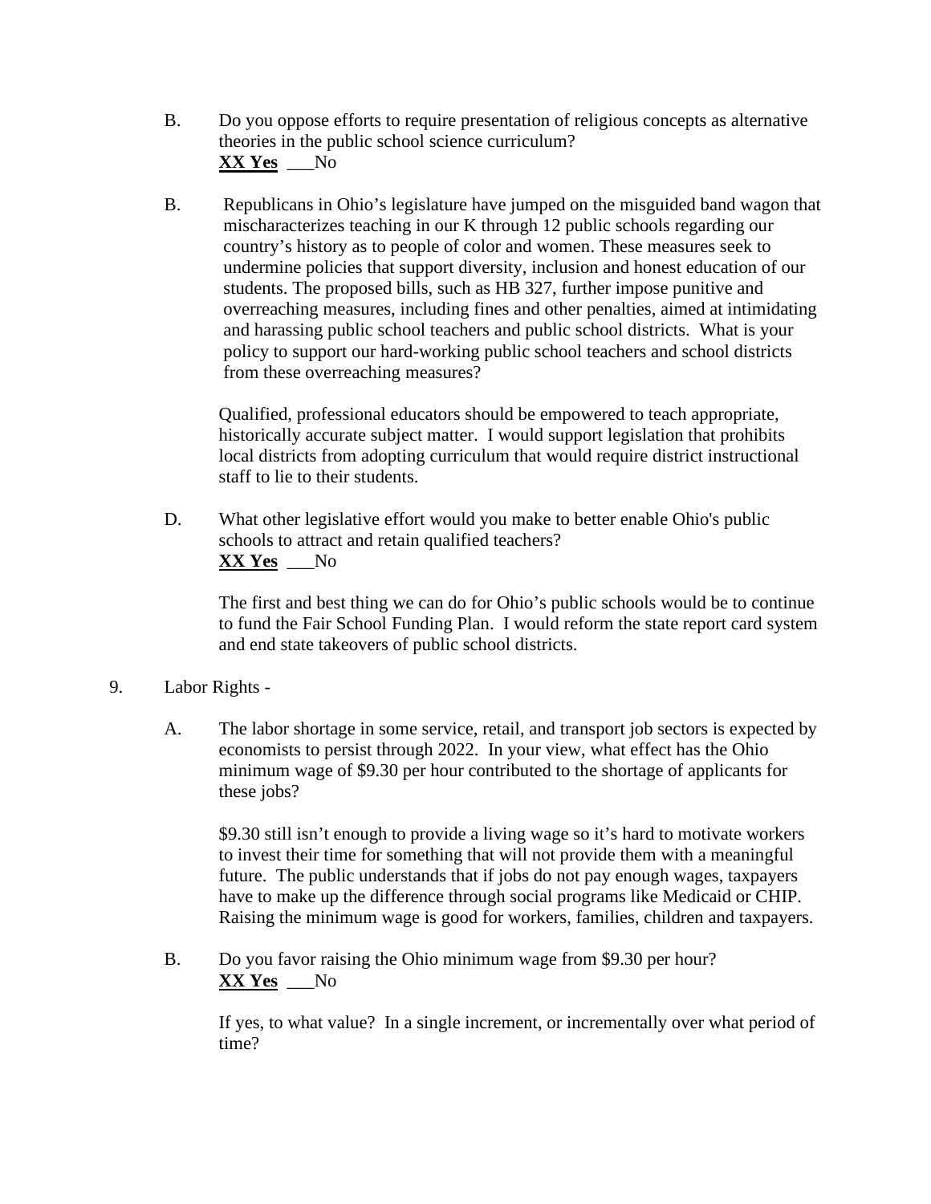B. Do you oppose efforts to require presentation of religious concepts as alternative theories in the public school science curriculum?
**<u>XX Yes</u>** ___No

B. Republicans in Ohio's legislature have jumped on the misguided band wagon that mischaracterizes teaching in our K through 12 public schools regarding our country's history as to people of color and women. These measures seek to undermine policies that support diversity, inclusion and honest education of our students. The proposed bills, such as HB 327, further impose punitive and overreaching measures, including fines and other penalties, aimed at intimidating and harassing public school teachers and public school districts. What is your policy to support our hard-working public school teachers and school districts from these overreaching measures?

Qualified, professional educators should be empowered to teach appropriate, historically accurate subject matter. I would support legislation that prohibits local districts from adopting curriculum that would require district instructional staff to lie to their students.

D. What other legislative effort would you make to better enable Ohio's public schools to attract and retain qualified teachers?
**<u>XX Yes</u>** ___No

The first and best thing we can do for Ohio's public schools would be to continue to fund the Fair School Funding Plan. I would reform the state report card system and end state takeovers of public school districts.

9. Labor Rights -

A. The labor shortage in some service, retail, and transport job sectors is expected by economists to persist through 2022. In your view, what effect has the Ohio minimum wage of $9.30 per hour contributed to the shortage of applicants for these jobs?

$9.30 still isn't enough to provide a living wage so it's hard to motivate workers to invest their time for something that will not provide them with a meaningful future. The public understands that if jobs do not pay enough wages, taxpayers have to make up the difference through social programs like Medicaid or CHIP. Raising the minimum wage is good for workers, families, children and taxpayers.

B. Do you favor raising the Ohio minimum wage from $9.30 per hour?
**<u>XX Yes</u>** ___No

If yes, to what value? In a single increment, or incrementally over what period of time?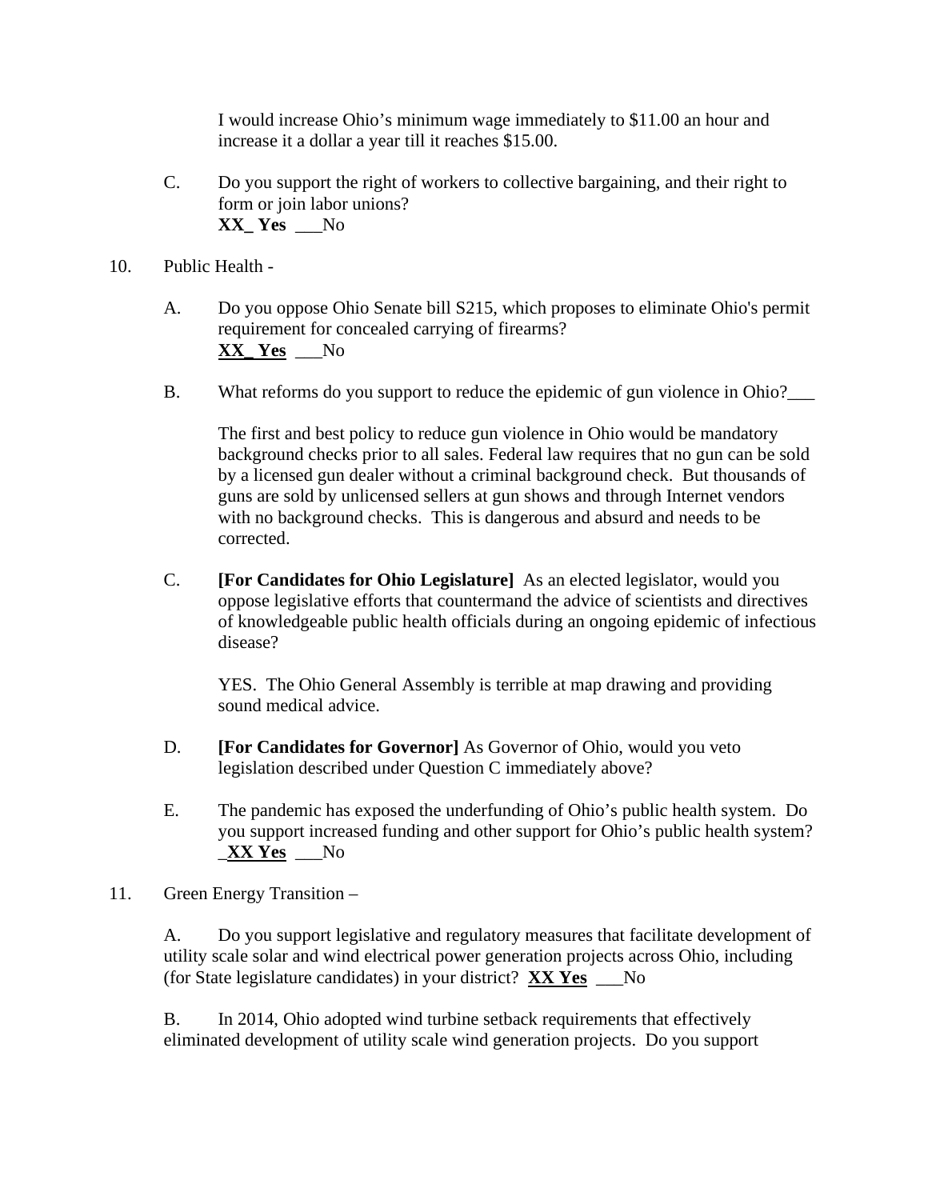I would increase Ohio's minimum wage immediately to $11.00 an hour and increase it a dollar a year till it reaches $15.00.

C. Do you support the right of workers to collective bargaining, and their right to form or join labor unions?
**XX_ Yes** ___No

10. Public Health -

A. Do you oppose Ohio Senate bill S215, which proposes to eliminate Ohio's permit requirement for concealed carrying of firearms?
**<u>XX_ Yes</u>** ___No

B. What reforms do you support to reduce the epidemic of gun violence in Ohio?___

The first and best policy to reduce gun violence in Ohio would be mandatory background checks prior to all sales. Federal law requires that no gun can be sold by a licensed gun dealer without a criminal background check. But thousands of guns are sold by unlicensed sellers at gun shows and through Internet vendors with no background checks. This is dangerous and absurd and needs to be corrected.

C. **[For Candidates for Ohio Legislature]** As an elected legislator, would you oppose legislative efforts that countermand the advice of scientists and directives of knowledgeable public health officials during an ongoing epidemic of infectious disease?

YES. The Ohio General Assembly is terrible at map drawing and providing sound medical advice.

D. **[For Candidates for Governor]** As Governor of Ohio, would you veto legislation described under Question C immediately above?

E. The pandemic has exposed the underfunding of Ohio's public health system. Do you support increased funding and other support for Ohio's public health system?
_**<u>XX Yes</u>** ___No

11. Green Energy Transition –

A. Do you support legislative and regulatory measures that facilitate development of utility scale solar and wind electrical power generation projects across Ohio, including (for State legislature candidates) in your district? **<u>XX Yes</u>** ___No

B. In 2014, Ohio adopted wind turbine setback requirements that effectively eliminated development of utility scale wind generation projects. Do you support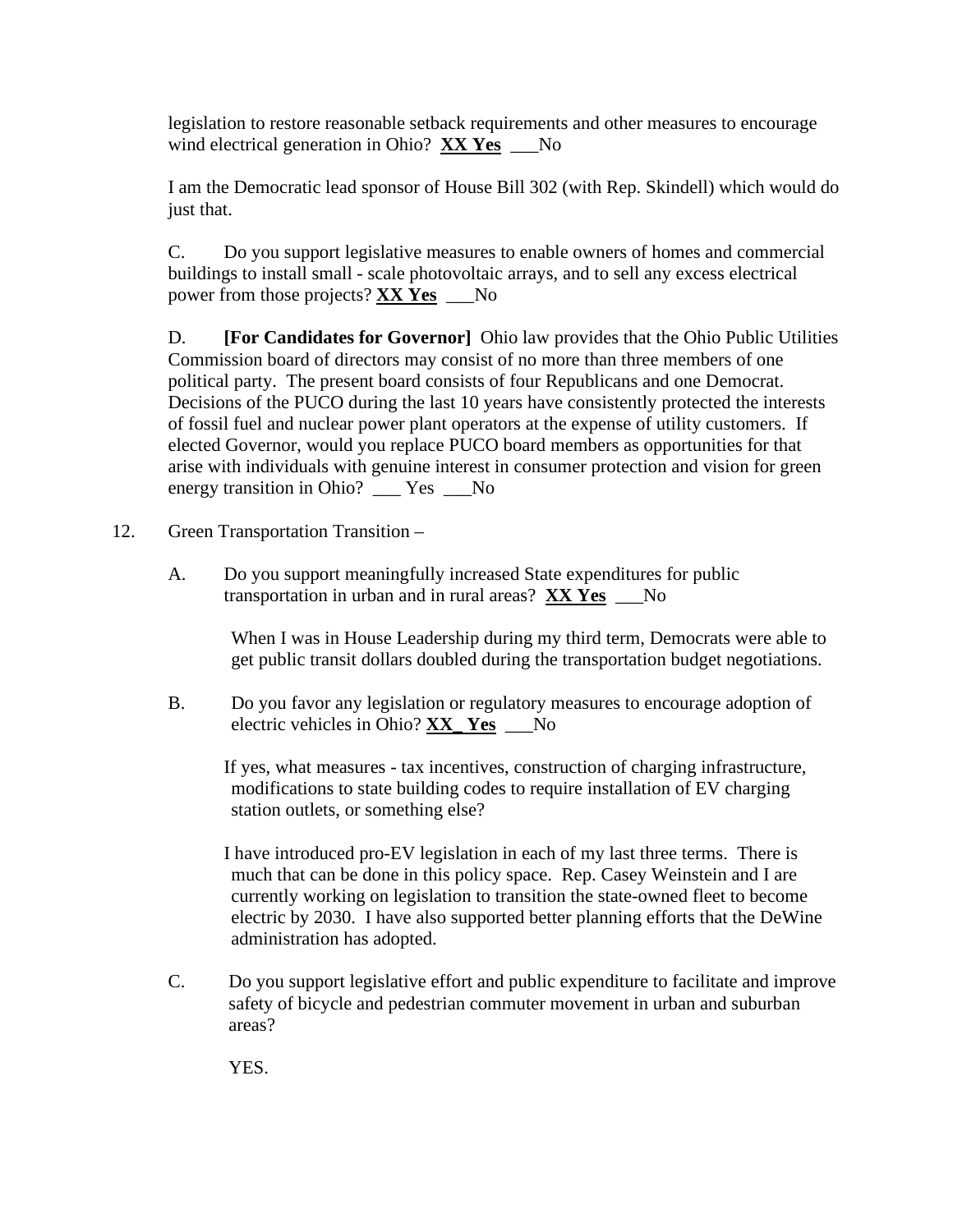legislation to restore reasonable setback requirements and other measures to encourage wind electrical generation in Ohio? **XX Yes** ___No

I am the Democratic lead sponsor of House Bill 302 (with Rep. Skindell) which would do just that.

C. Do you support legislative measures to enable owners of homes and commercial buildings to install small - scale photovoltaic arrays, and to sell any excess electrical power from those projects? **XX Yes** ___No

D. **[For Candidates for Governor]** Ohio law provides that the Ohio Public Utilities Commission board of directors may consist of no more than three members of one political party. The present board consists of four Republicans and one Democrat. Decisions of the PUCO during the last 10 years have consistently protected the interests of fossil fuel and nuclear power plant operators at the expense of utility customers. If elected Governor, would you replace PUCO board members as opportunities for that arise with individuals with genuine interest in consumer protection and vision for green energy transition in Ohio? ___ Yes ___No

12. Green Transportation Transition –

A. Do you support meaningfully increased State expenditures for public transportation in urban and in rural areas? **XX Yes** ___No

When I was in House Leadership during my third term, Democrats were able to get public transit dollars doubled during the transportation budget negotiations.

B. Do you favor any legislation or regulatory measures to encourage adoption of electric vehicles in Ohio? **XX_ Yes** ___No

If yes, what measures - tax incentives, construction of charging infrastructure, modifications to state building codes to require installation of EV charging station outlets, or something else?

I have introduced pro-EV legislation in each of my last three terms. There is much that can be done in this policy space. Rep. Casey Weinstein and I are currently working on legislation to transition the state-owned fleet to become electric by 2030. I have also supported better planning efforts that the DeWine administration has adopted.

C. Do you support legislative effort and public expenditure to facilitate and improve safety of bicycle and pedestrian commuter movement in urban and suburban areas?

YES.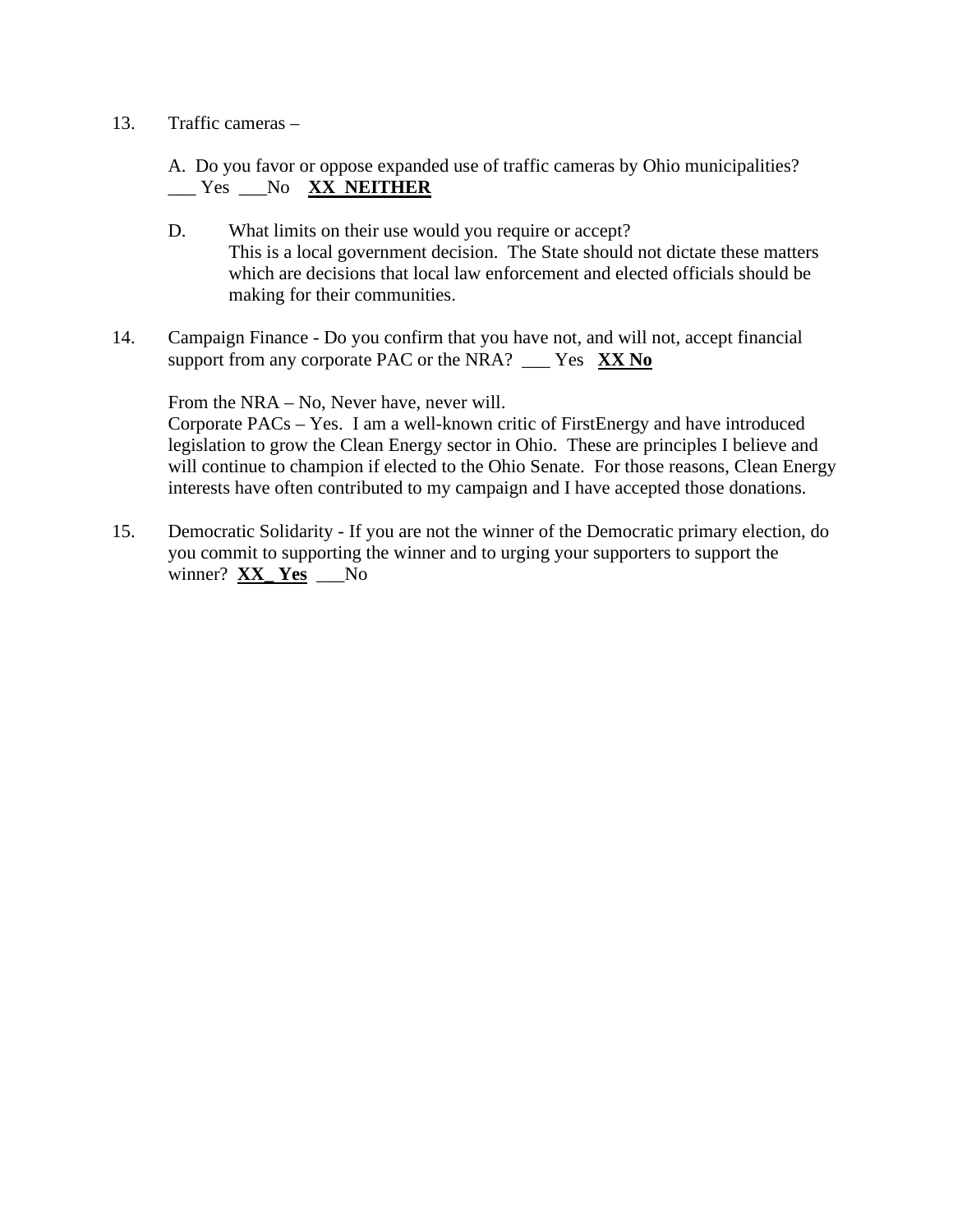13. Traffic cameras –

    A. Do you favor or oppose expanded use of traffic cameras by Ohio municipalities?
    ___ Yes ___No **XX NEITHER**

    D. What limits on their use would you require or accept?
    This is a local government decision. The State should not dictate these matters which are decisions that local law enforcement and elected officials should be making for their communities.

14. Campaign Finance - Do you confirm that you have not, and will not, accept financial support from any corporate PAC or the NRA? ___ Yes **XX No**

    From the NRA – No, Never have, never will.
    Corporate PACs – Yes. I am a well-known critic of FirstEnergy and have introduced legislation to grow the Clean Energy sector in Ohio. These are principles I believe and will continue to champion if elected to the Ohio Senate. For those reasons, Clean Energy interests have often contributed to my campaign and I have accepted those donations.

15. Democratic Solidarity - If you are not the winner of the Democratic primary election, do you commit to supporting the winner and to urging your supporters to support the winner? **XX_ Yes** ___No